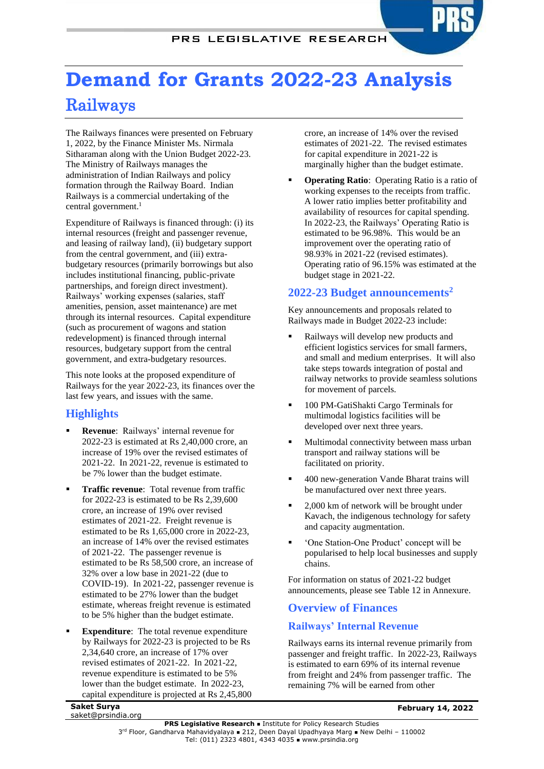# Demand for Grants 2022-23 Analysis

## Railways

The Railways finances were presented on February 1, 2022, by the Finance Minister Ms. Nirmala Sitharaman along with the Union Budget 2022-23. The Ministry of Railways manages the administration of Indian Railways and policy formation through the Railway Board. Indian Railways is a commercial undertaking of the central government.[1]

Expenditure of Railways is financed through: (i) its internal resources (freight and passenger revenue, and leasing of railway land), (ii) budgetary support from the central government, and (iii) extra-budgetary resources (primarily borrowings but also includes institutional financing, public-private partnerships, and foreign direct investment). Railways' working expenses (salaries, staff amenities, pension, asset maintenance) are met through its internal resources. Capital expenditure (such as procurement of wagons and station redevelopment) is financed through internal resources, budgetary support from the central government, and extra-budgetary resources.

This note looks at the proposed expenditure of Railways for the year 2022-23, its finances over the last few years, and issues with the same.

### Highlights

- **Revenue**: Railways' internal revenue for 2022-23 is estimated at Rs 2,40,000 crore, an increase of 19% over the revised estimates of 2021-22. In 2021-22, revenue is estimated to be 7% lower than the budget estimate.
- **Traffic revenue**: Total revenue from traffic for 2022-23 is estimated to be Rs 2,39,600 crore, an increase of 19% over revised estimates of 2021-22. Freight revenue is estimated to be Rs 1,65,000 crore in 2022-23, an increase of 14% over the revised estimates of 2021-22. The passenger revenue is estimated to be Rs 58,500 crore, an increase of 32% over a low base in 2021-22 (due to COVID-19). In 2021-22, passenger revenue is estimated to be 27% lower than the budget estimate, whereas freight revenue is estimated to be 5% higher than the budget estimate.
- **Expenditure**: The total revenue expenditure by Railways for 2022-23 is projected to be Rs 2,34,640 crore, an increase of 17% over revised estimates of 2021-22. In 2021-22, revenue expenditure is estimated to be 5% lower than the budget estimate. In 2022-23, capital expenditure is projected at Rs 2,45,800 crore, an increase of 14% over the revised estimates of 2021-22. The revised estimates for capital expenditure in 2021-22 is marginally higher than the budget estimate.
- **Operating Ratio**: Operating Ratio is a ratio of working expenses to the receipts from traffic. A lower ratio implies better profitability and availability of resources for capital spending. In 2022-23, the Railways' Operating Ratio is estimated to be 96.98%. This would be an improvement over the operating ratio of 98.93% in 2021-22 (revised estimates). Operating ratio of 96.15% was estimated at the budget stage in 2021-22.

### 2022-23 Budget announcements[2]

Key announcements and proposals related to Railways made in Budget 2022-23 include:

- Railways will develop new products and efficient logistics services for small farmers, and small and medium enterprises. It will also take steps towards integration of postal and railway networks to provide seamless solutions for movement of parcels.
- 100 PM-GatiShakti Cargo Terminals for multimodal logistics facilities will be developed over next three years.
- Multimodal connectivity between mass urban transport and railway stations will be facilitated on priority.
- 400 new-generation Vande Bharat trains will be manufactured over next three years.
- 2,000 km of network will be brought under Kavach, the indigenous technology for safety and capacity augmentation.
- 'One Station-One Product' concept will be popularised to help local businesses and supply chains.

For information on status of 2021-22 budget announcements, please see Table 12 in Annexure.

### Overview of Finances

#### Railways' Internal Revenue

Railways earns its internal revenue primarily from passenger and freight traffic. In 2022-23, Railways is estimated to earn 69% of its internal revenue from freight and 24% from passenger traffic. The remaining 7% will be earned from other

Saket Surya
saket@prsindia.org

February 14, 2022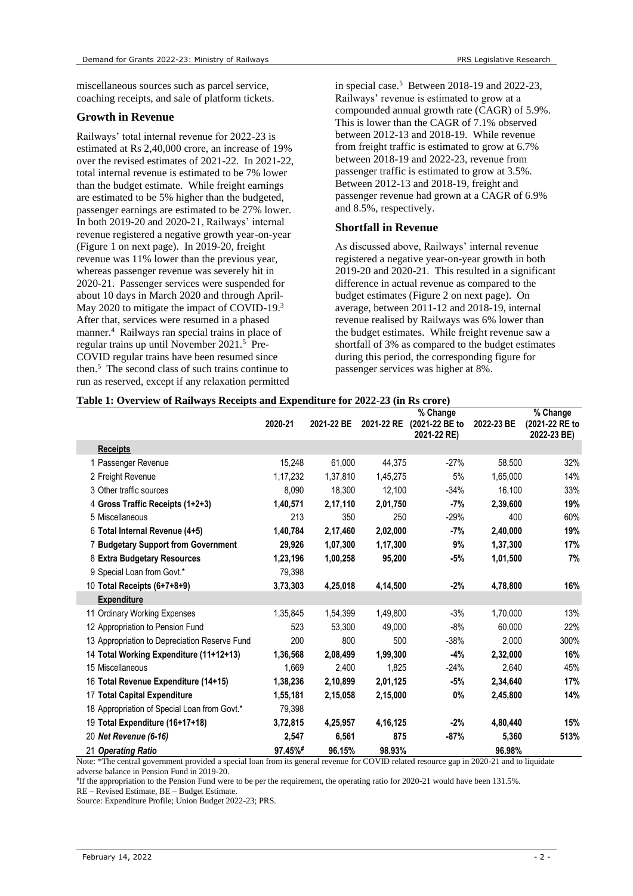miscellaneous sources such as parcel service, coaching receipts, and sale of platform tickets.

### Growth in Revenue

Railways' total internal revenue for 2022-23 is estimated at Rs 2,40,000 crore, an increase of 19% over the revised estimates of 2021-22. In 2021-22, total internal revenue is estimated to be 7% lower than the budget estimate. While freight earnings are estimated to be 5% higher than the budgeted, passenger earnings are estimated to be 27% lower. In both 2019-20 and 2020-21, Railways' internal revenue registered a negative growth year-on-year (Figure 1 on next page). In 2019-20, freight revenue was 11% lower than the previous year, whereas passenger revenue was severely hit in 2020-21. Passenger services were suspended for about 10 days in March 2020 and through April-May 2020 to mitigate the impact of COVID-19.[3] After that, services were resumed in a phased manner.[4] Railways ran special trains in place of regular trains up until November 2021.[5] Pre-COVID regular trains have been resumed since then.[5] The second class of such trains continue to run as reserved, except if any relaxation permitted in special case.[5] Between 2018-19 and 2022-23, Railways' revenue is estimated to grow at a compounded annual growth rate (CAGR) of 5.9%. This is lower than the CAGR of 7.1% observed between 2012-13 and 2018-19. While revenue from freight traffic is estimated to grow at 6.7% between 2018-19 and 2022-23, revenue from passenger traffic is estimated to grow at 3.5%. Between 2012-13 and 2018-19, freight and passenger revenue had grown at a CAGR of 6.9% and 8.5%, respectively.

### Shortfall in Revenue

As discussed above, Railways' internal revenue registered a negative year-on-year growth in both 2019-20 and 2020-21. This resulted in a significant difference in actual revenue as compared to the budget estimates (Figure 2 on next page). On average, between 2011-12 and 2018-19, internal revenue realised by Railways was 6% lower than the budget estimates. While freight revenue saw a shortfall of 3% as compared to the budget estimates during this period, the corresponding figure for passenger services was higher at 8%.

**Table 1: Overview of Railways Receipts and Expenditure for 2022-23 (in Rs crore)**

| | 2020-21 | 2021-22 BE | 2021-22 RE | % Change (2021-22 BE to 2021-22 RE) | 2022-23 BE | % Change (2021-22 RE to 2022-23 BE) |
|---|---|---|---|---|---|---|
| **Receipts** | | | | | | |
| 1 Passenger Revenue | 15,248 | 61,000 | 44,375 | -27% | 58,500 | 32% |
| 2 Freight Revenue | 1,17,232 | 1,37,810 | 1,45,275 | 5% | 1,65,000 | 14% |
| 3 Other traffic sources | 8,090 | 18,300 | 12,100 | -34% | 16,100 | 33% |
| 4 **Gross Traffic Receipts (1+2+3)** | **1,40,571** | **2,17,110** | **2,01,750** | **-7%** | **2,39,600** | **19%** |
| 5 Miscellaneous | 213 | 350 | 250 | -29% | 400 | 60% |
| 6 **Total Internal Revenue (4+5)** | **1,40,784** | **2,17,460** | **2,02,000** | **-7%** | **2,40,000** | **19%** |
| 7 **Budgetary Support from Government** | **29,926** | **1,07,300** | **1,17,300** | **9%** | **1,37,300** | **17%** |
| 8 **Extra Budgetary Resources** | **1,23,196** | **1,00,258** | **95,200** | **-5%** | **1,01,500** | **7%** |
| 9 Special Loan from Govt.* | 79,398 | | | | | |
| 10 **Total Receipts (6+7+8+9)** | **3,73,303** | **4,25,018** | **4,14,500** | **-2%** | **4,78,800** | **16%** |
| **Expenditure** | | | | | | |
| 11 Ordinary Working Expenses | 1,35,845 | 1,54,399 | 1,49,800 | -3% | 1,70,000 | 13% |
| 12 Appropriation to Pension Fund | 523 | 53,300 | 49,000 | -8% | 60,000 | 22% |
| 13 Appropriation to Depreciation Reserve Fund | 200 | 800 | 500 | -38% | 2,000 | 300% |
| 14 **Total Working Expenditure (11+12+13)** | **1,36,568** | **2,08,499** | **1,99,300** | **-4%** | **2,32,000** | **16%** |
| 15 Miscellaneous | 1,669 | 2,400 | 1,825 | -24% | 2,640 | 45% |
| 16 **Total Revenue Expenditure (14+15)** | **1,38,236** | **2,10,899** | **2,01,125** | **-5%** | **2,34,640** | **17%** |
| 17 **Total Capital Expenditure** | **1,55,181** | **2,15,058** | **2,15,000** | **0%** | **2,45,800** | **14%** |
| 18 Appropriation of Special Loan from Govt.* | 79,398 | | | | | |
| 19 **Total Expenditure (16+17+18)** | **3,72,815** | **4,25,957** | **4,16,125** | **-2%** | **4,80,440** | **15%** |
| 20 ***Net Revenue (6-16)*** | **2,547** | **6,561** | **875** | **-87%** | **5,360** | **513%** |
| 21 ***Operating Ratio*** | **97.45%#** | **96.15%** | **98.93%** | | **96.98%** | |

Note: *The central government provided a special loan from its general revenue for COVID related resource gap in 2020-21 and to liquidate adverse balance in Pension Fund in 2019-20.

#If the appropriation to the Pension Fund were to be per the requirement, the operating ratio for 2020-21 would have been 131.5%.

RE – Revised Estimate, BE – Budget Estimate.

Source: Expenditure Profile; Union Budget 2022-23; PRS.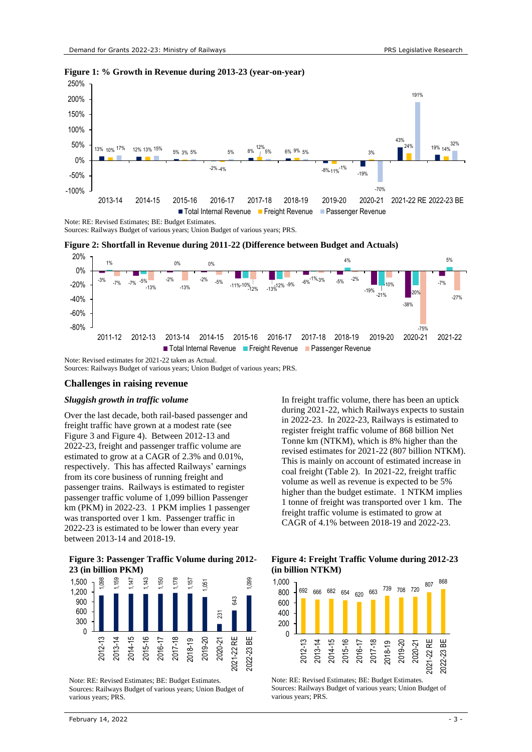**Figure 1: % Growth in Revenue during 2013-23 (year-on-year)**

Note: RE: Revised Estimates; BE: Budget Estimates.
Sources: Railways Budget of various years; Union Budget of various years; PRS.

**Figure 2: Shortfall in Revenue during 2011-22 (Difference between Budget and Actuals)**

Note: Revised estimates for 2021-22 taken as Actual.
Sources: Railways Budget of various years; Union Budget of various years; PRS.

## Challenges in raising revenue

### *Sluggish growth in traffic volume*

Over the last decade, both rail-based passenger and freight traffic have grown at a modest rate (see Figure 3 and Figure 4). Between 2012-13 and 2022-23, freight and passenger traffic volume are estimated to grow at a CAGR of 2.3% and 0.01%, respectively. This has affected Railways' earnings from its core business of running freight and passenger trains. Railways is estimated to register passenger traffic volume of 1,099 billion Passenger km (PKM) in 2022-23. 1 PKM implies 1 passenger was transported over 1 km. Passenger traffic in 2022-23 is estimated to be lower than every year between 2013-14 and 2018-19.

In freight traffic volume, there has been an uptick during 2021-22, which Railways expects to sustain in 2022-23. In 2022-23, Railways is estimated to register freight traffic volume of 868 billion Net Tonne km (NTKM), which is 8% higher than the revised estimates for 2021-22 (807 billion NTKM). This is mainly on account of estimated increase in coal freight (Table 2). In 2021-22, freight traffic volume as well as revenue is expected to be 5% higher than the budget estimate. 1 NTKM implies 1 tonne of freight was transported over 1 km. The freight traffic volume is estimated to grow at CAGR of 4.1% between 2018-19 and 2022-23.

**Figure 3: Passenger Traffic Volume during 2012-23 (in billion PKM)**

Note: RE: Revised Estimates; BE: Budget Estimates.
Sources: Railways Budget of various years; Union Budget of various years; PRS.

**Figure 4: Freight Traffic Volume during 2012-23 (in billion NTKM)**

Note: RE: Revised Estimates; BE: Budget Estimates.
Sources: Railways Budget of various years; Union Budget of various years; PRS.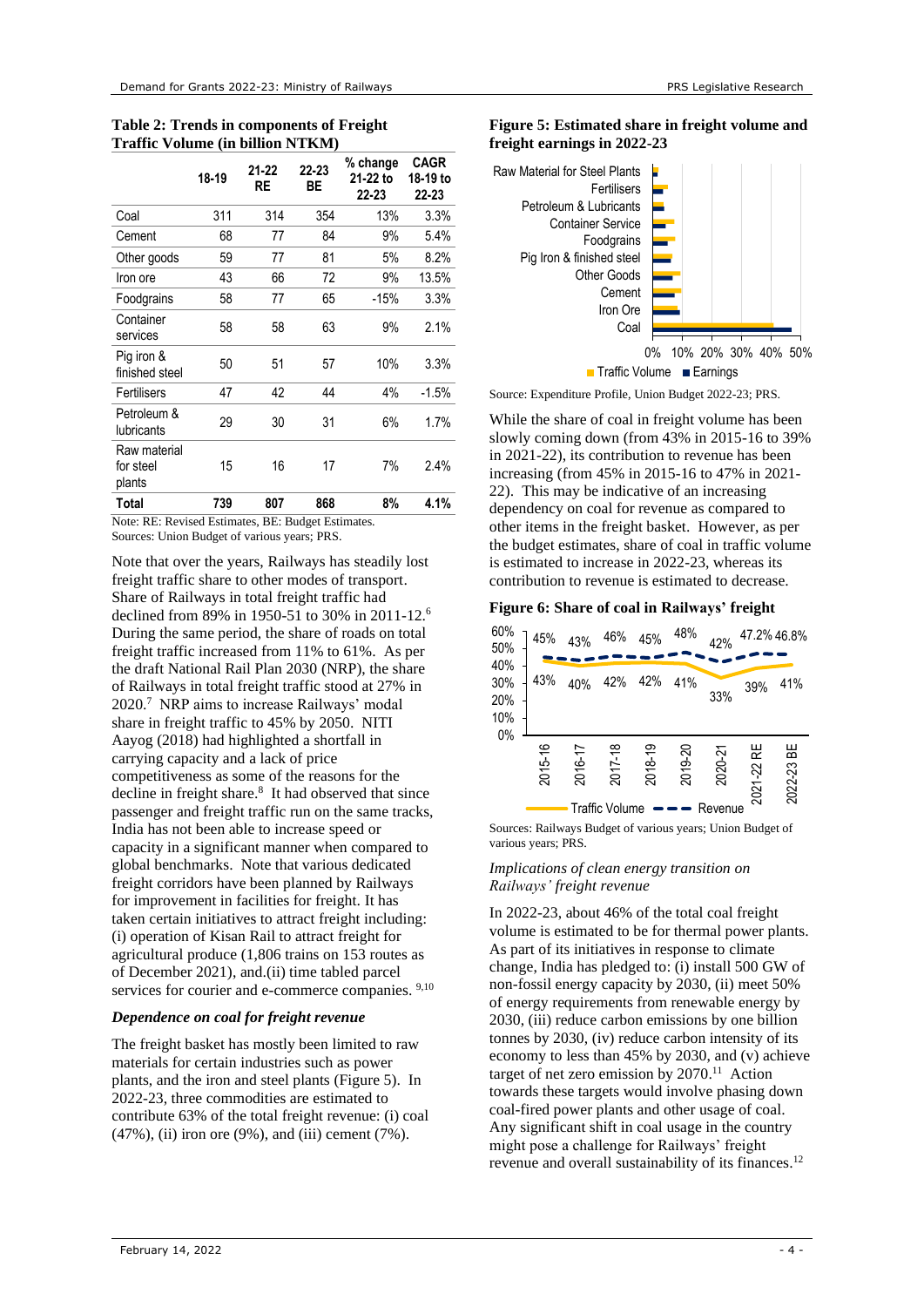**Table 2: Trends in components of Freight Traffic Volume (in billion NTKM)**

|  | 18-19 | 21-22 RE | 22-23 BE | % change 21-22 to 22-23 | CAGR 18-19 to 22-23 |
|---|---|---|---|---|---|
| Coal | 311 | 314 | 354 | 13% | 3.3% |
| Cement | 68 | 77 | 84 | 9% | 5.4% |
| Other goods | 59 | 77 | 81 | 5% | 8.2% |
| Iron ore | 43 | 66 | 72 | 9% | 13.5% |
| Foodgrains | 58 | 77 | 65 | -15% | 3.3% |
| Container services | 58 | 58 | 63 | 9% | 2.1% |
| Pig iron & finished steel | 50 | 51 | 57 | 10% | 3.3% |
| Fertilisers | 47 | 42 | 44 | 4% | -1.5% |
| Petroleum & lubricants | 29 | 30 | 31 | 6% | 1.7% |
| Raw material for steel plants | 15 | 16 | 17 | 7% | 2.4% |
| **Total** | **739** | **807** | **868** | **8%** | **4.1%** |

Note: RE: Revised Estimates, BE: Budget Estimates.
Sources: Union Budget of various years; PRS.

Note that over the years, Railways has steadily lost freight traffic share to other modes of transport. Share of Railways in total freight traffic had declined from 89% in 1950-51 to 30% in 2011-12.[6] During the same period, the share of roads on total freight traffic increased from 11% to 61%. As per the draft National Rail Plan 2030 (NRP), the share of Railways in total freight traffic stood at 27% in 2020.[7] NRP aims to increase Railways' modal share in freight traffic to 45% by 2050. NITI Aayog (2018) had highlighted a shortfall in carrying capacity and a lack of price competitiveness as some of the reasons for the decline in freight share.[8] It had observed that since passenger and freight traffic run on the same tracks, India has not been able to increase speed or capacity in a significant manner when compared to global benchmarks. Note that various dedicated freight corridors have been planned by Railways for improvement in facilities for freight. It has taken certain initiatives to attract freight including: (i) operation of Kisan Rail to attract freight for agricultural produce (1,806 trains on 153 routes as of December 2021), and.(ii) time tabled parcel services for courier and e-commerce companies.[9,10]

### *Dependence on coal for freight revenue*

The freight basket has mostly been limited to raw materials for certain industries such as power plants, and the iron and steel plants (Figure 5). In 2022-23, three commodities are estimated to contribute 63% of the total freight revenue: (i) coal (47%), (ii) iron ore (9%), and (iii) cement (7%).

**Figure 5: Estimated share in freight volume and freight earnings in 2022-23**

Source: Expenditure Profile, Union Budget 2022-23; PRS.

While the share of coal in freight volume has been slowly coming down (from 43% in 2015-16 to 39% in 2021-22), its contribution to revenue has been increasing (from 45% in 2015-16 to 47% in 2021-22). This may be indicative of an increasing dependency on coal for revenue as compared to other items in the freight basket. However, as per the budget estimates, share of coal in traffic volume is estimated to increase in 2022-23, whereas its contribution to revenue is estimated to decrease.

**Figure 6: Share of coal in Railways' freight**

Sources: Railways Budget of various years; Union Budget of various years; PRS.

*Implications of clean energy transition on Railways' freight revenue*

In 2022-23, about 46% of the total coal freight volume is estimated to be for thermal power plants. As part of its initiatives in response to climate change, India has pledged to: (i) install 500 GW of non-fossil energy capacity by 2030, (ii) meet 50% of energy requirements from renewable energy by 2030, (iii) reduce carbon emissions by one billion tonnes by 2030, (iv) reduce carbon intensity of its economy to less than 45% by 2030, and (v) achieve target of net zero emission by 2070.[11] Action towards these targets would involve phasing down coal-fired power plants and other usage of coal. Any significant shift in coal usage in the country might pose a challenge for Railways' freight revenue and overall sustainability of its finances.[12]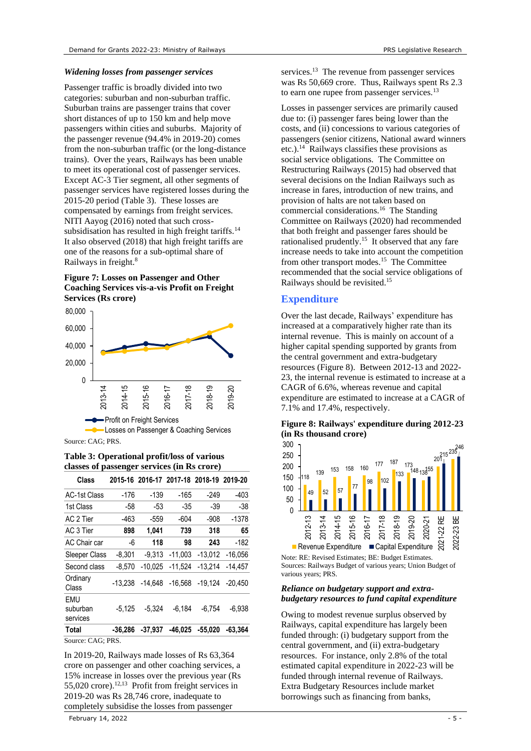### *Widening losses from passenger services*

Passenger traffic is broadly divided into two categories: suburban and non-suburban traffic. Suburban trains are passenger trains that cover short distances of up to 150 km and help move passengers within cities and suburbs. Majority of the passenger revenue (94.4% in 2019-20) comes from the non-suburban traffic (or the long-distance trains). Over the years, Railways has been unable to meet its operational cost of passenger services. Except AC-3 Tier segment, all other segments of passenger services have registered losses during the 2015-20 period (Table 3). These losses are compensated by earnings from freight services. NITI Aayog (2016) noted that such cross-subsidisation has resulted in high freight tariffs.[14] It also observed (2018) that high freight tariffs are one of the reasons for a sub-optimal share of Railways in freight.[8]

**Figure 7: Losses on Passenger and Other Coaching Services vis-a-vis Profit on Freight Services (Rs crore)**

Source: CAG; PRS.

**Table 3: Operational profit/loss of various classes of passenger services (in Rs crore)**

| Class | 2015-16 | 2016-17 | 2017-18 | 2018-19 | 2019-20 |
|---|---|---|---|---|---|
| AC-1st Class | -176 | -139 | -165 | -249 | -403 |
| 1st Class | -58 | -53 | -35 | -39 | -38 |
| AC 2 Tier | -463 | -559 | -604 | -908 | -1378 |
| AC 3 Tier | **898** | **1,041** | **739** | **318** | **65** |
| AC Chair car | -6 | **118** | **98** | **243** | -182 |
| Sleeper Class | -8,301 | -9,313 | -11,003 | -13,012 | -16,056 |
| Second class | -8,570 | -10,025 | -11,524 | -13,214 | -14,457 |
| Ordinary Class | -13,238 | -14,648 | -16,568 | -19,124 | -20,450 |
| EMU suburban services | -5,125 | -5,324 | -6,184 | -6,754 | -6,938 |
| **Total** | **-36,286** | **-37,937** | **-46,025** | **-55,020** | **-63,364** |

Source: CAG; PRS.

In 2019-20, Railways made losses of Rs 63,364 crore on passenger and other coaching services, a 15% increase in losses over the previous year (Rs 55,020 crore).[12,13] Profit from freight services in 2019-20 was Rs 28,746 crore, inadequate to completely subsidise the losses from passenger services.[13] The revenue from passenger services was Rs 50,669 crore. Thus, Railways spent Rs 2.3 to earn one rupee from passenger services.[13]

Losses in passenger services are primarily caused due to: (i) passenger fares being lower than the costs, and (ii) concessions to various categories of passengers (senior citizens, National award winners etc.).[14] Railways classifies these provisions as social service obligations. The Committee on Restructuring Railways (2015) had observed that several decisions on the Indian Railways such as increase in fares, introduction of new trains, and provision of halts are not taken based on commercial considerations.[16] The Standing Committee on Railways (2020) had recommended that both freight and passenger fares should be rationalised prudently.[15] It observed that any fare increase needs to take into account the competition from other transport modes.[15] The Committee recommended that the social service obligations of Railways should be revisited.[15]

## Expenditure

Over the last decade, Railways' expenditure has increased at a comparatively higher rate than its internal revenue. This is mainly on account of a higher capital spending supported by grants from the central government and extra-budgetary resources (Figure 8). Between 2012-13 and 2022-23, the internal revenue is estimated to increase at a CAGR of 6.6%, whereas revenue and capital expenditure are estimated to increase at a CAGR of 7.1% and 17.4%, respectively.

**Figure 8: Railways' expenditure during 2012-23 (in Rs thousand crore)**

Note: RE: Revised Estimates; BE: Budget Estimates.
Sources: Railways Budget of various years; Union Budget of various years; PRS.

### *Reliance on budgetary support and extra-budgetary resources to fund capital expenditure*

Owing to modest revenue surplus observed by Railways, capital expenditure has largely been funded through: (i) budgetary support from the central government, and (ii) extra-budgetary resources. For instance, only 2.8% of the total estimated capital expenditure in 2022-23 will be funded through internal revenue of Railways. Extra Budgetary Resources include market borrowings such as financing from banks,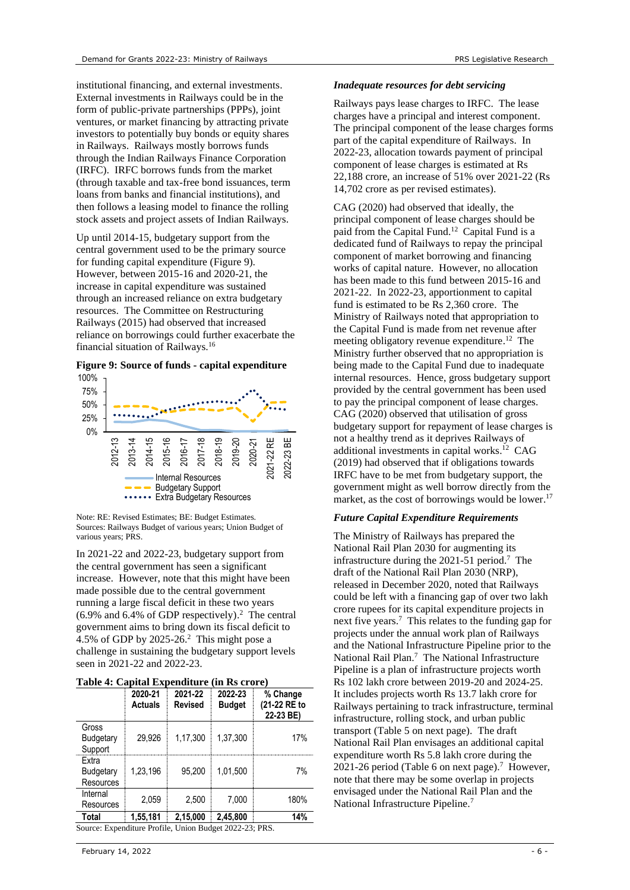institutional financing, and external investments. External investments in Railways could be in the form of public-private partnerships (PPPs), joint ventures, or market financing by attracting private investors to potentially buy bonds or equity shares in Railways. Railways mostly borrows funds through the Indian Railways Finance Corporation (IRFC). IRFC borrows funds from the market (through taxable and tax-free bond issuances, term loans from banks and financial institutions), and then follows a leasing model to finance the rolling stock assets and project assets of Indian Railways.

Up until 2014-15, budgetary support from the central government used to be the primary source for funding capital expenditure (Figure 9). However, between 2015-16 and 2020-21, the increase in capital expenditure was sustained through an increased reliance on extra budgetary resources. The Committee on Restructuring Railways (2015) had observed that increased reliance on borrowings could further exacerbate the financial situation of Railways.[16]

**Figure 9: Source of funds - capital expenditure**

Note: RE: Revised Estimates; BE: Budget Estimates.
Sources: Railways Budget of various years; Union Budget of various years; PRS.

In 2021-22 and 2022-23, budgetary support from the central government has seen a significant increase. However, note that this might have been made possible due to the central government running a large fiscal deficit in these two years (6.9% and 6.4% of GDP respectively).[2] The central government aims to bring down its fiscal deficit to 4.5% of GDP by 2025-26.[2] This might pose a challenge in sustaining the budgetary support levels seen in 2021-22 and 2022-23.

**Table 4: Capital Expenditure (in Rs crore)**

| | 2020-21 Actuals | 2021-22 Revised | 2022-23 Budget | % Change (21-22 RE to 22-23 BE) |
|---|---|---|---|---|
| Gross Budgetary Support | 29,926 | 1,17,300 | 1,37,300 | 17% |
| Extra Budgetary Resources | 1,23,196 | 95,200 | 1,01,500 | 7% |
| Internal Resources | 2,059 | 2,500 | 7,000 | 180% |
| **Total** | **1,55,181** | **2,15,000** | **2,45,800** | **14%** |

Source: Expenditure Profile, Union Budget 2022-23; PRS.

### *Inadequate resources for debt servicing*

Railways pays lease charges to IRFC. The lease charges have a principal and interest component. The principal component of the lease charges forms part of the capital expenditure of Railways. In 2022-23, allocation towards payment of principal component of lease charges is estimated at Rs 22,188 crore, an increase of 51% over 2021-22 (Rs 14,702 crore as per revised estimates).

CAG (2020) had observed that ideally, the principal component of lease charges should be paid from the Capital Fund.[12] Capital Fund is a dedicated fund of Railways to repay the principal component of market borrowing and financing works of capital nature. However, no allocation has been made to this fund between 2015-16 and 2021-22. In 2022-23, apportionment to capital fund is estimated to be Rs 2,360 crore. The Ministry of Railways noted that appropriation to the Capital Fund is made from net revenue after meeting obligatory revenue expenditure.[12] The Ministry further observed that no appropriation is being made to the Capital Fund due to inadequate internal resources. Hence, gross budgetary support provided by the central government has been used to pay the principal component of lease charges. CAG (2020) observed that utilisation of gross budgetary support for repayment of lease charges is not a healthy trend as it deprives Railways of additional investments in capital works.[12] CAG (2019) had observed that if obligations towards IRFC have to be met from budgetary support, the government might as well borrow directly from the market, as the cost of borrowings would be lower.[17]

### *Future Capital Expenditure Requirements*

The Ministry of Railways has prepared the National Rail Plan 2030 for augmenting its infrastructure during the 2021-51 period.[7] The draft of the National Rail Plan 2030 (NRP), released in December 2020, noted that Railways could be left with a financing gap of over two lakh crore rupees for its capital expenditure projects in next five years.[7] This relates to the funding gap for projects under the annual work plan of Railways and the National Infrastructure Pipeline prior to the National Rail Plan.[7] The National Infrastructure Pipeline is a plan of infrastructure projects worth Rs 102 lakh crore between 2019-20 and 2024-25. It includes projects worth Rs 13.7 lakh crore for Railways pertaining to track infrastructure, terminal infrastructure, rolling stock, and urban public transport (Table 5 on next page). The draft National Rail Plan envisages an additional capital expenditure worth Rs 5.8 lakh crore during the 2021-26 period (Table 6 on next page).[7] However, note that there may be some overlap in projects envisaged under the National Rail Plan and the National Infrastructure Pipeline.[7]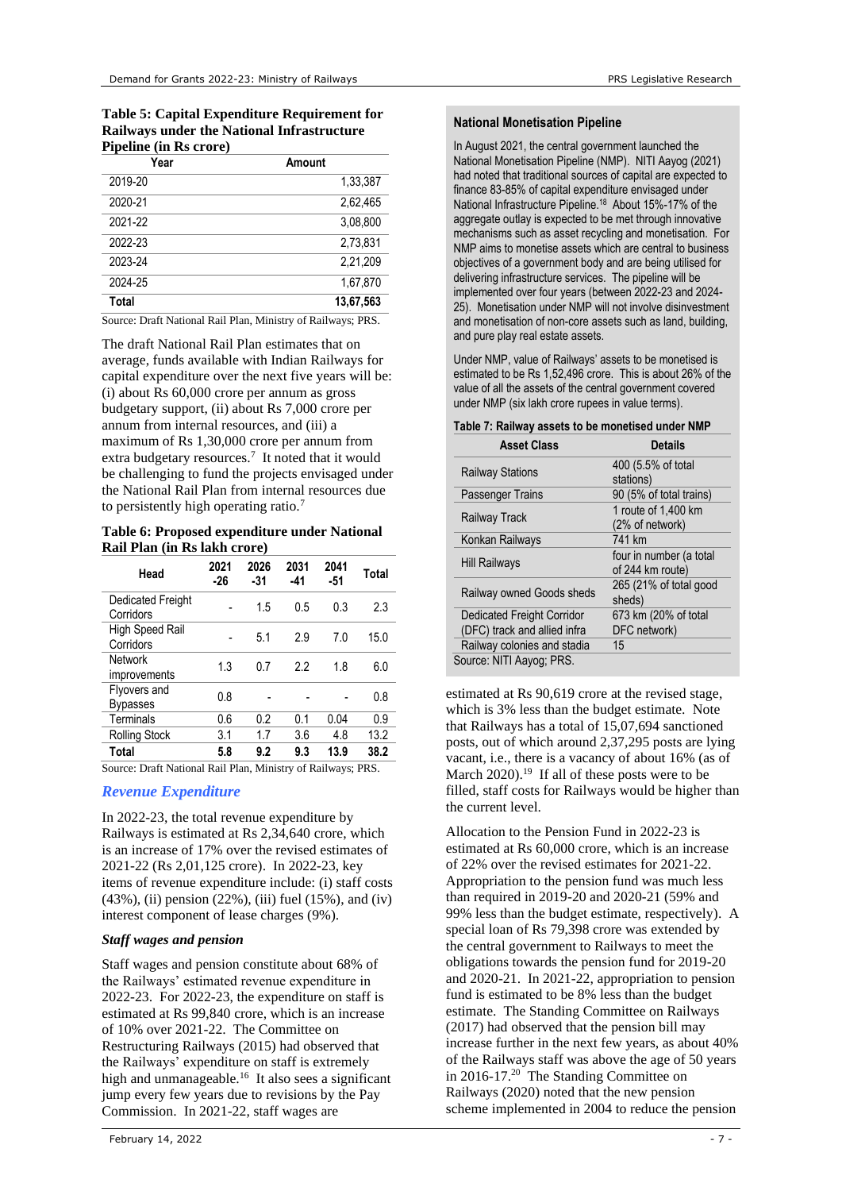**Table 5: Capital Expenditure Requirement for Railways under the National Infrastructure Pipeline (in Rs crore)**

| Year | Amount |
|---|---|
| 2019-20 | 1,33,387 |
| 2020-21 | 2,62,465 |
| 2021-22 | 3,08,800 |
| 2022-23 | 2,73,831 |
| 2023-24 | 2,21,209 |
| 2024-25 | 1,67,870 |
| **Total** | **13,67,563** |

Source: Draft National Rail Plan, Ministry of Railways; PRS.

The draft National Rail Plan estimates that on average, funds available with Indian Railways for capital expenditure over the next five years will be: (i) about Rs 60,000 crore per annum as gross budgetary support, (ii) about Rs 7,000 crore per annum from internal resources, and (iii) a maximum of Rs 1,30,000 crore per annum from extra budgetary resources.[7] It noted that it would be challenging to fund the projects envisaged under the National Rail Plan from internal resources due to persistently high operating ratio.[7]

**Table 6: Proposed expenditure under National Rail Plan (in Rs lakh crore)**

| Head | 2021 -26 | 2026 -31 | 2031 -41 | 2041 -51 | Total |
|---|---|---|---|---|---|
| Dedicated Freight Corridors | - | 1.5 | 0.5 | 0.3 | 2.3 |
| High Speed Rail Corridors | - | 5.1 | 2.9 | 7.0 | 15.0 |
| Network improvements | 1.3 | 0.7 | 2.2 | 1.8 | 6.0 |
| Flyovers and Bypasses | 0.8 | - | - | - | 0.8 |
| Terminals | 0.6 | 0.2 | 0.1 | 0.04 | 0.9 |
| Rolling Stock | 3.1 | 1.7 | 3.6 | 4.8 | 13.2 |
| **Total** | **5.8** | **9.2** | **9.3** | **13.9** | **38.2** |

Source: Draft National Rail Plan, Ministry of Railways; PRS.

## *Revenue Expenditure*

In 2022-23, the total revenue expenditure by Railways is estimated at Rs 2,34,640 crore, which is an increase of 17% over the revised estimates of 2021-22 (Rs 2,01,125 crore). In 2022-23, key items of revenue expenditure include: (i) staff costs (43%), (ii) pension (22%), (iii) fuel (15%), and (iv) interest component of lease charges (9%).

### *Staff wages and pension*

Staff wages and pension constitute about 68% of the Railways' estimated revenue expenditure in 2022-23. For 2022-23, the expenditure on staff is estimated at Rs 99,840 crore, which is an increase of 10% over 2021-22. The Committee on Restructuring Railways (2015) had observed that the Railways' expenditure on staff is extremely high and unmanageable.[16] It also sees a significant jump every few years due to revisions by the Pay Commission. In 2021-22, staff wages are estimated at Rs 90,619 crore at the revised stage, which is 3% less than the budget estimate. Note that Railways has a total of 15,07,694 sanctioned posts, out of which around 2,37,295 posts are lying vacant, i.e., there is a vacancy of about 16% (as of March 2020).[19] If all of these posts were to be filled, staff costs for Railways would be higher than the current level.

Allocation to the Pension Fund in 2022-23 is estimated at Rs 60,000 crore, which is an increase of 22% over the revised estimates for 2021-22. Appropriation to the pension fund was much less than required in 2019-20 and 2020-21 (59% and 99% less than the budget estimate, respectively). A special loan of Rs 79,398 crore was extended by the central government to Railways to meet the obligations towards the pension fund for 2019-20 and 2020-21. In 2021-22, appropriation to pension fund is estimated to be 8% less than the budget estimate. The Standing Committee on Railways (2017) had observed that the pension bill may increase further in the next few years, as about 40% of the Railways staff was above the age of 50 years in 2016-17.[20] The Standing Committee on Railways (2020) noted that the new pension scheme implemented in 2004 to reduce the pension

### National Monetisation Pipeline

In August 2021, the central government launched the National Monetisation Pipeline (NMP). NITI Aayog (2021) had noted that traditional sources of capital are expected to finance 83-85% of capital expenditure envisaged under National Infrastructure Pipeline.[18] About 15%-17% of the aggregate outlay is expected to be met through innovative mechanisms such as asset recycling and monetisation. For NMP aims to monetise assets which are central to business objectives of a government body and are being utilised for delivering infrastructure services. The pipeline will be implemented over four years (between 2022-23 and 2024-25). Monetisation under NMP will not involve disinvestment and monetisation of non-core assets such as land, building, and pure play real estate assets.

Under NMP, value of Railways' assets to be monetised is estimated to be Rs 1,52,496 crore. This is about 26% of the value of all the assets of the central government covered under NMP (six lakh crore rupees in value terms).

**Table 7: Railway assets to be monetised under NMP**

| Asset Class | Details |
|---|---|
| Railway Stations | 400 (5.5% of total stations) |
| Passenger Trains | 90 (5% of total trains) |
| Railway Track | 1 route of 1,400 km (2% of network) |
| Konkan Railways | 741 km |
| Hill Railways | four in number (a total of 244 km route) |
| Railway owned Goods sheds | 265 (21% of total good sheds) |
| Dedicated Freight Corridor (DFC) track and allied infra | 673 km (20% of total DFC network) |
| Railway colonies and stadia | 15 |

Source: NITI Aayog; PRS.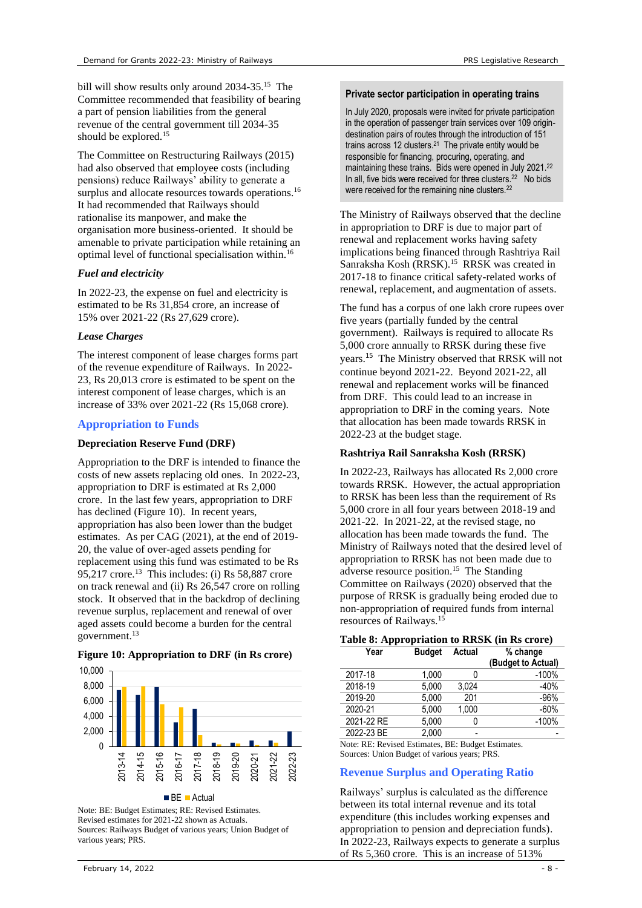bill will show results only around 2034-35.[15] The Committee recommended that feasibility of bearing a part of pension liabilities from the general revenue of the central government till 2034-35 should be explored.[15]

The Committee on Restructuring Railways (2015) had also observed that employee costs (including pensions) reduce Railways' ability to generate a surplus and allocate resources towards operations.[16] It had recommended that Railways should rationalise its manpower, and make the organisation more business-oriented. It should be amenable to private participation while retaining an optimal level of functional specialisation within.[16]

### *Fuel and electricity*

In 2022-23, the expense on fuel and electricity is estimated to be Rs 31,854 crore, an increase of 15% over 2021-22 (Rs 27,629 crore).

### *Lease Charges*

The interest component of lease charges forms part of the revenue expenditure of Railways. In 2022-23, Rs 20,013 crore is estimated to be spent on the interest component of lease charges, which is an increase of 33% over 2021-22 (Rs 15,068 crore).

## Appropriation to Funds

### Depreciation Reserve Fund (DRF)

Appropriation to the DRF is intended to finance the costs of new assets replacing old ones. In 2022-23, appropriation to DRF is estimated at Rs 2,000 crore. In the last few years, appropriation to DRF has declined (Figure 10). In recent years, appropriation has also been lower than the budget estimates. As per CAG (2021), at the end of 2019-20, the value of over-aged assets pending for replacement using this fund was estimated to be Rs 95,217 crore.[13] This includes: (i) Rs 58,887 crore on track renewal and (ii) Rs 26,547 crore on rolling stock. It observed that in the backdrop of declining revenue surplus, replacement and renewal of over aged assets could become a burden for the central government.[13]

**Figure 10: Appropriation to DRF (in Rs crore)**

Note: BE: Budget Estimates; RE: Revised Estimates. Revised estimates for 2021-22 shown as Actuals.
Sources: Railways Budget of various years; Union Budget of various years; PRS.

> **Private sector participation in operating trains**
>
> In July 2020, proposals were invited for private participation in the operation of passenger train services over 109 origin-destination pairs of routes through the introduction of 151 trains across 12 clusters.[21] The private entity would be responsible for financing, procuring, operating, and maintaining these trains. Bids were opened in July 2021.[22] In all, five bids were received for three clusters.[22] No bids were received for the remaining nine clusters.[22]

The Ministry of Railways observed that the decline in appropriation to DRF is due to major part of renewal and replacement works having safety implications being financed through Rashtriya Rail Sanraksha Kosh (RRSK).[15] RRSK was created in 2017-18 to finance critical safety-related works of renewal, replacement, and augmentation of assets.

The fund has a corpus of one lakh crore rupees over five years (partially funded by the central government). Railways is required to allocate Rs 5,000 crore annually to RRSK during these five years.[15] The Ministry observed that RRSK will not continue beyond 2021-22. Beyond 2021-22, all renewal and replacement works will be financed from DRF. This could lead to an increase in appropriation to DRF in the coming years. Note that allocation has been made towards RRSK in 2022-23 at the budget stage.

### Rashtriya Rail Sanraksha Kosh (RRSK)

In 2022-23, Railways has allocated Rs 2,000 crore towards RRSK. However, the actual appropriation to RRSK has been less than the requirement of Rs 5,000 crore in all four years between 2018-19 and 2021-22. In 2021-22, at the revised stage, no allocation has been made towards the fund. The Ministry of Railways noted that the desired level of appropriation to RRSK has not been made due to adverse resource position.[15] The Standing Committee on Railways (2020) observed that the purpose of RRSK is gradually being eroded due to non-appropriation of required funds from internal resources of Railways.[15]

**Table 8: Appropriation to RRSK (in Rs crore)**

| Year | Budget | Actual | % change (Budget to Actual) |
|---|---|---|---|
| 2017-18 | 1,000 | 0 | -100% |
| 2018-19 | 5,000 | 3,024 | -40% |
| 2019-20 | 5,000 | 201 | -96% |
| 2020-21 | 5,000 | 1,000 | -60% |
| 2021-22 RE | 5,000 | 0 | -100% |
| 2022-23 BE | 2,000 | - | - |

Note: RE: Revised Estimates, BE: Budget Estimates.
Sources: Union Budget of various years; PRS.

## Revenue Surplus and Operating Ratio

Railways' surplus is calculated as the difference between its total internal revenue and its total expenditure (this includes working expenses and appropriation to pension and depreciation funds). In 2022-23, Railways expects to generate a surplus of Rs 5,360 crore. This is an increase of 513%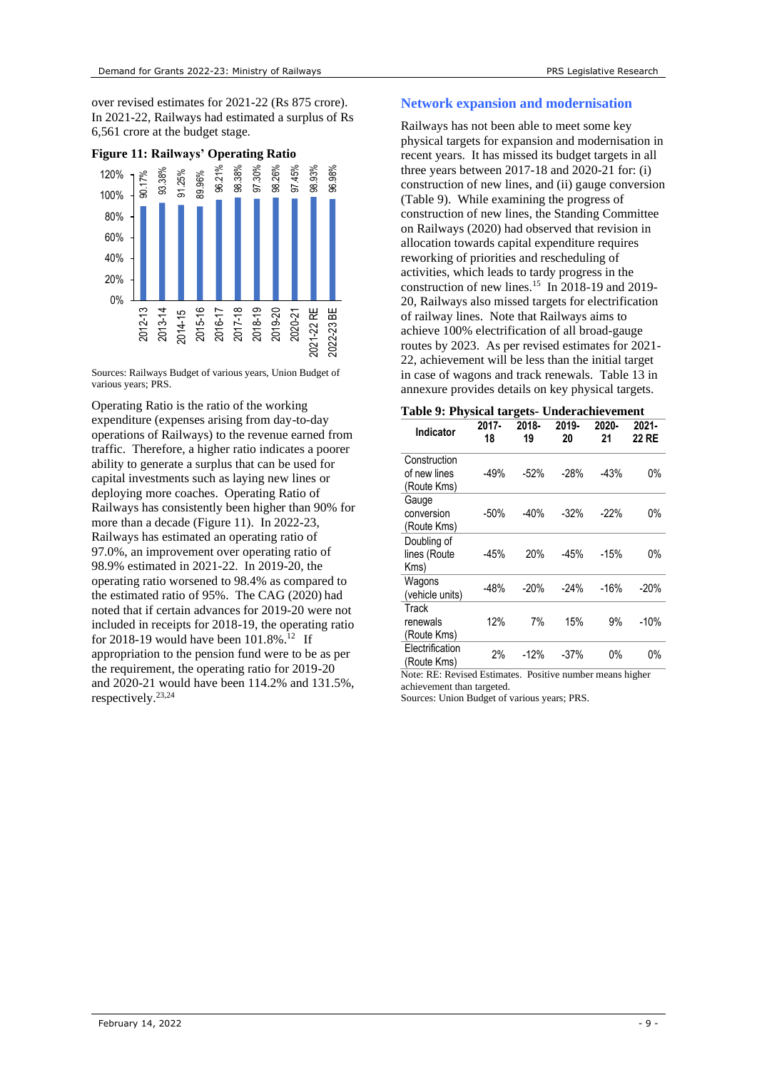over revised estimates for 2021-22 (Rs 875 crore). In 2021-22, Railways had estimated a surplus of Rs 6,561 crore at the budget stage.

**Figure 11: Railways' Operating Ratio**

| Year | Operating Ratio |
|---|---|
| 2012-13 | 90.17% |
| 2013-14 | 93.38% |
| 2014-15 | 91.25% |
| 2015-16 | 89.96% |
| 2016-17 | 96.21% |
| 2017-18 | 98.38% |
| 2018-19 | 97.30% |
| 2019-20 | 98.26% |
| 2020-21 | 97.45% |
| 2021-22 RE | 98.93% |
| 2022-23 BE | 96.98% |

Sources: Railways Budget of various years, Union Budget of various years; PRS.

Operating Ratio is the ratio of the working expenditure (expenses arising from day-to-day operations of Railways) to the revenue earned from traffic. Therefore, a higher ratio indicates a poorer ability to generate a surplus that can be used for capital investments such as laying new lines or deploying more coaches. Operating Ratio of Railways has consistently been higher than 90% for more than a decade (Figure 11). In 2022-23, Railways has estimated an operating ratio of 97.0%, an improvement over operating ratio of 98.9% estimated in 2021-22. In 2019-20, the operating ratio worsened to 98.4% as compared to the estimated ratio of 95%. The CAG (2020) had noted that if certain advances for 2019-20 were not included in receipts for 2018-19, the operating ratio for 2018-19 would have been 101.8%.[12] If appropriation to the pension fund were to be as per the requirement, the operating ratio for 2019-20 and 2020-21 would have been 114.2% and 131.5%, respectively.[23,24]

## Network expansion and modernisation

Railways has not been able to meet some key physical targets for expansion and modernisation in recent years. It has missed its budget targets in all three years between 2017-18 and 2020-21 for: (i) construction of new lines, and (ii) gauge conversion (Table 9). While examining the progress of construction of new lines, the Standing Committee on Railways (2020) had observed that revision in allocation towards capital expenditure requires reworking of priorities and rescheduling of activities, which leads to tardy progress in the construction of new lines.[15] In 2018-19 and 2019-20, Railways also missed targets for electrification of railway lines. Note that Railways aims to achieve 100% electrification of all broad-gauge routes by 2023. As per revised estimates for 2021-22, achievement will be less than the initial target in case of wagons and track renewals. Table 13 in annexure provides details on key physical targets.

**Table 9: Physical targets- Underachievement**

| Indicator | 2017-18 | 2018-19 | 2019-20 | 2020-21 | 2021-22 RE |
|---|---|---|---|---|---|
| Construction of new lines (Route Kms) | -49% | -52% | -28% | -43% | 0% |
| Gauge conversion (Route Kms) | -50% | -40% | -32% | -22% | 0% |
| Doubling of lines (Route Kms) | -45% | 20% | -45% | -15% | 0% |
| Wagons (vehicle units) | -48% | -20% | -24% | -16% | -20% |
| Track renewals (Route Kms) | 12% | 7% | 15% | 9% | -10% |
| Electrification (Route Kms) | 2% | -12% | -37% | 0% | 0% |

Note: RE: Revised Estimates. Positive number means higher achievement than targeted.
Sources: Union Budget of various years; PRS.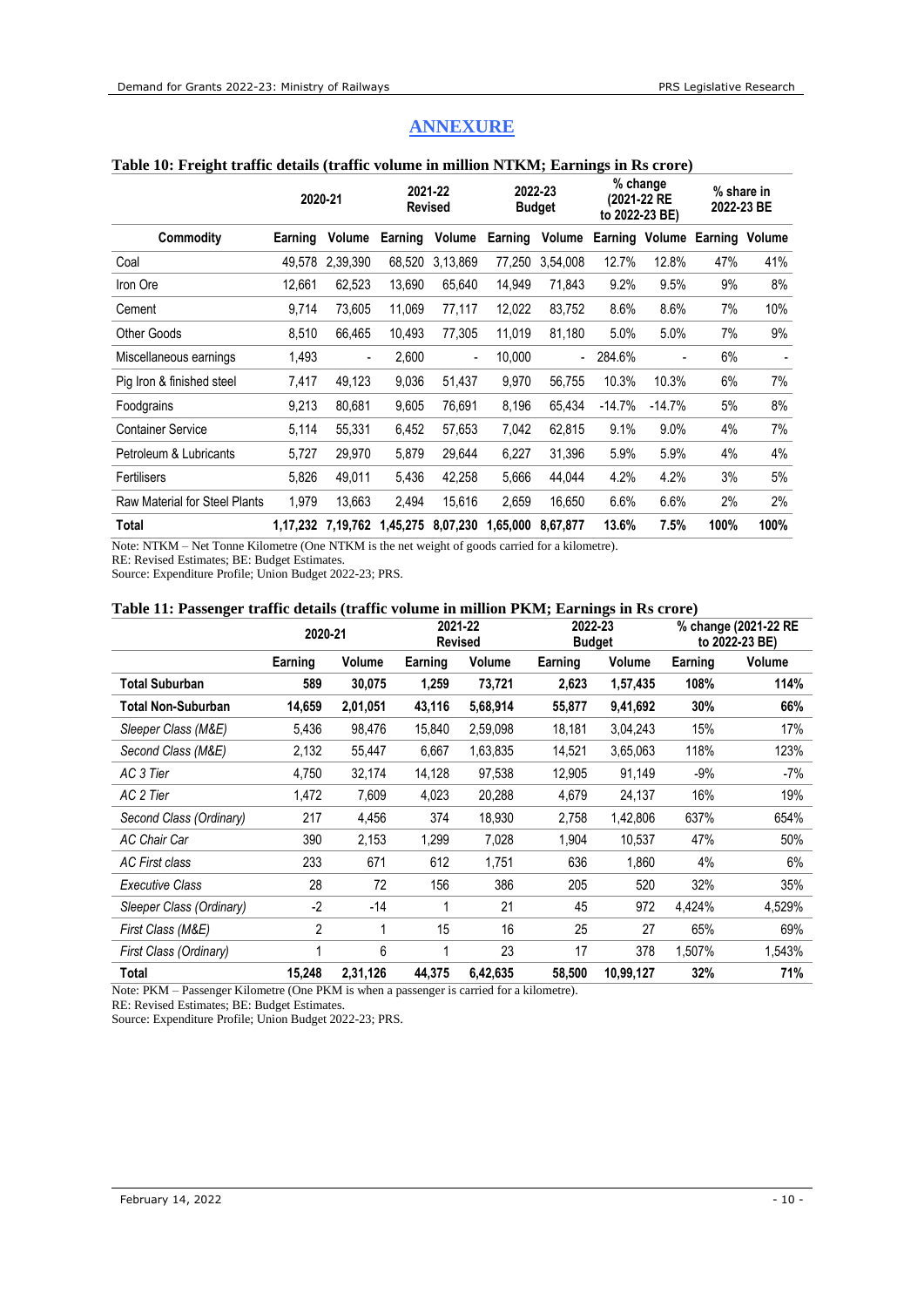# ANNEXURE

**Table 10: Freight traffic details (traffic volume in million NTKM; Earnings in Rs crore)**

| | 2020-21 | | 2021-22 Revised | | 2022-23 Budget | | % change (2021-22 RE to 2022-23 BE) | | % share in 2022-23 BE | |
|---|---|---|---|---|---|---|---|---|---|---|
| **Commodity** | **Earning** | **Volume** | **Earning** | **Volume** | **Earning** | **Volume** | **Earning** | **Volume** | **Earning** | **Volume** |
| Coal | 49,578 | 2,39,390 | 68,520 | 3,13,869 | 77,250 | 3,54,008 | 12.7% | 12.8% | 47% | 41% |
| Iron Ore | 12,661 | 62,523 | 13,690 | 65,640 | 14,949 | 71,843 | 9.2% | 9.5% | 9% | 8% |
| Cement | 9,714 | 73,605 | 11,069 | 77,117 | 12,022 | 83,752 | 8.6% | 8.6% | 7% | 10% |
| Other Goods | 8,510 | 66,465 | 10,493 | 77,305 | 11,019 | 81,180 | 5.0% | 5.0% | 7% | 9% |
| Miscellaneous earnings | 1,493 | - | 2,600 | - | 10,000 | - | 284.6% | - | 6% | - |
| Pig Iron & finished steel | 7,417 | 49,123 | 9,036 | 51,437 | 9,970 | 56,755 | 10.3% | 10.3% | 6% | 7% |
| Foodgrains | 9,213 | 80,681 | 9,605 | 76,691 | 8,196 | 65,434 | -14.7% | -14.7% | 5% | 8% |
| Container Service | 5,114 | 55,331 | 6,452 | 57,653 | 7,042 | 62,815 | 9.1% | 9.0% | 4% | 7% |
| Petroleum & Lubricants | 5,727 | 29,970 | 5,879 | 29,644 | 6,227 | 31,396 | 5.9% | 5.9% | 4% | 4% |
| Fertilisers | 5,826 | 49,011 | 5,436 | 42,258 | 5,666 | 44,044 | 4.2% | 4.2% | 3% | 5% |
| Raw Material for Steel Plants | 1,979 | 13,663 | 2,494 | 15,616 | 2,659 | 16,650 | 6.6% | 6.6% | 2% | 2% |
| **Total** | **1,17,232** | **7,19,762** | **1,45,275** | **8,07,230** | **1,65,000** | **8,67,877** | **13.6%** | **7.5%** | **100%** | **100%** |

Note: NTKM – Net Tonne Kilometre (One NTKM is the net weight of goods carried for a kilometre).
RE: Revised Estimates; BE: Budget Estimates.
Source: Expenditure Profile; Union Budget 2022-23; PRS.

**Table 11: Passenger traffic details (traffic volume in million PKM; Earnings in Rs crore)**

| | 2020-21 | | 2021-22 Revised | | 2022-23 Budget | | % change (2021-22 RE to 2022-23 BE) | |
|---|---|---|---|---|---|---|---|---|
| | **Earning** | **Volume** | **Earning** | **Volume** | **Earning** | **Volume** | **Earning** | **Volume** |
| **Total Suburban** | **589** | **30,075** | **1,259** | **73,721** | **2,623** | **1,57,435** | **108%** | **114%** |
| **Total Non-Suburban** | **14,659** | **2,01,051** | **43,116** | **5,68,914** | **55,877** | **9,41,692** | **30%** | **66%** |
| *Sleeper Class (M&E)* | 5,436 | 98,476 | 15,840 | 2,59,098 | 18,181 | 3,04,243 | 15% | 17% |
| *Second Class (M&E)* | 2,132 | 55,447 | 6,667 | 1,63,835 | 14,521 | 3,65,063 | 118% | 123% |
| *AC 3 Tier* | 4,750 | 32,174 | 14,128 | 97,538 | 12,905 | 91,149 | -9% | -7% |
| *AC 2 Tier* | 1,472 | 7,609 | 4,023 | 20,288 | 4,679 | 24,137 | 16% | 19% |
| *Second Class (Ordinary)* | 217 | 4,456 | 374 | 18,930 | 2,758 | 1,42,806 | 637% | 654% |
| *AC Chair Car* | 390 | 2,153 | 1,299 | 7,028 | 1,904 | 10,537 | 47% | 50% |
| *AC First class* | 233 | 671 | 612 | 1,751 | 636 | 1,860 | 4% | 6% |
| *Executive Class* | 28 | 72 | 156 | 386 | 205 | 520 | 32% | 35% |
| *Sleeper Class (Ordinary)* | -2 | -14 | 1 | 21 | 45 | 972 | 4,424% | 4,529% |
| *First Class (M&E)* | 2 | 1 | 15 | 16 | 25 | 27 | 65% | 69% |
| *First Class (Ordinary)* | 1 | 6 | 1 | 23 | 17 | 378 | 1,507% | 1,543% |
| **Total** | **15,248** | **2,31,126** | **44,375** | **6,42,635** | **58,500** | **10,99,127** | **32%** | **71%** |

Note: PKM – Passenger Kilometre (One PKM is when a passenger is carried for a kilometre).
RE: Revised Estimates; BE: Budget Estimates.
Source: Expenditure Profile; Union Budget 2022-23; PRS.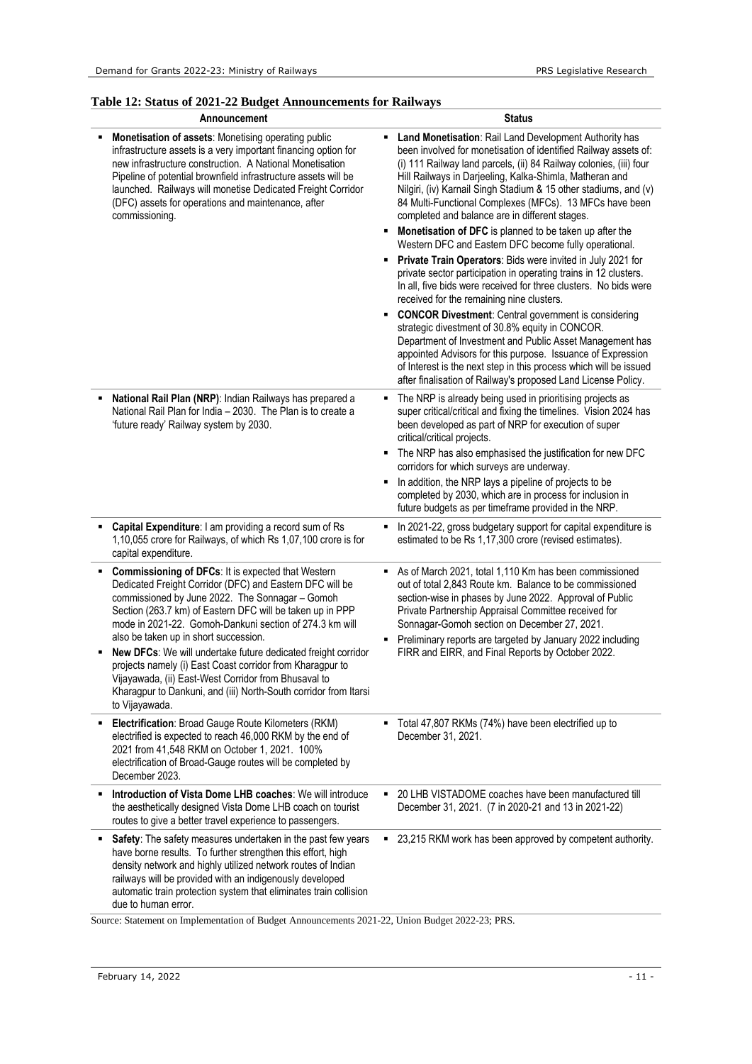**Table 12: Status of 2021-22 Budget Announcements for Railways**

| Announcement | Status |
|---|---|
| ▪ **Monetisation of assets**: Monetising operating public infrastructure assets is a very important financing option for new infrastructure construction. A National Monetisation Pipeline of potential brownfield infrastructure assets will be launched. Railways will monetise Dedicated Freight Corridor (DFC) assets for operations and maintenance, after commissioning. | ▪ **Land Monetisation**: Rail Land Development Authority has been involved for monetisation of identified Railway assets of: (i) 111 Railway land parcels, (ii) 84 Railway colonies, (iii) four Hill Railways in Darjeeling, Kalka-Shimla, Matheran and Nilgiri, (iv) Karnail Singh Stadium & 15 other stadiums, and (v) 84 Multi-Functional Complexes (MFCs). 13 MFCs have been completed and balance are in different stages. <br> ▪ **Monetisation of DFC** is planned to be taken up after the Western DFC and Eastern DFC become fully operational. <br> ▪ **Private Train Operators**: Bids were invited in July 2021 for private sector participation in operating trains in 12 clusters. In all, five bids were received for three clusters. No bids were received for the remaining nine clusters. <br> ▪ **CONCOR Divestment**: Central government is considering strategic divestment of 30.8% equity in CONCOR. Department of Investment and Public Asset Management has appointed Advisors for this purpose. Issuance of Expression of Interest is the next step in this process which will be issued after finalisation of Railway's proposed Land License Policy. |
| ▪ **National Rail Plan (NRP)**: Indian Railways has prepared a National Rail Plan for India – 2030. The Plan is to create a 'future ready' Railway system by 2030. | ▪ The NRP is already being used in prioritising projects as super critical/critical and fixing the timelines. Vision 2024 has been developed as part of NRP for execution of super critical/critical projects. <br> ▪ The NRP has also emphasised the justification for new DFC corridors for which surveys are underway. <br> ▪ In addition, the NRP lays a pipeline of projects to be completed by 2030, which are in process for inclusion in future budgets as per timeframe provided in the NRP. |
| ▪ **Capital Expenditure**: I am providing a record sum of Rs 1,10,055 crore for Railways, of which Rs 1,07,100 crore is for capital expenditure. | ▪ In 2021-22, gross budgetary support for capital expenditure is estimated to be Rs 1,17,300 crore (revised estimates). |
| ▪ **Commissioning of DFCs**: It is expected that Western Dedicated Freight Corridor (DFC) and Eastern DFC will be commissioned by June 2022. The Sonnagar – Gomoh Section (263.7 km) of Eastern DFC will be taken up in PPP mode in 2021-22. Gomoh-Dankuni section of 274.3 km will also be taken up in short succession. <br> ▪ **New DFCs**: We will undertake future dedicated freight corridor projects namely (i) East Coast corridor from Kharagpur to Vijayawada, (ii) East-West Corridor from Bhusaval to Kharagpur to Dankuni, and (iii) North-South corridor from Itarsi to Vijayawada. | ▪ As of March 2021, total 1,110 Km has been commissioned out of total 2,843 Route km. Balance to be commissioned section-wise in phases by June 2022. Approval of Public Private Partnership Appraisal Committee received for Sonnagar-Gomoh section on December 27, 2021. <br> ▪ Preliminary reports are targeted by January 2022 including FIRR and EIRR, and Final Reports by October 2022. |
| ▪ **Electrification**: Broad Gauge Route Kilometers (RKM) electrified is expected to reach 46,000 RKM by the end of 2021 from 41,548 RKM on October 1, 2021. 100% electrification of Broad-Gauge routes will be completed by December 2023. | ▪ Total 47,807 RKMs (74%) have been electrified up to December 31, 2021. |
| ▪ **Introduction of Vista Dome LHB coaches**: We will introduce the aesthetically designed Vista Dome LHB coach on tourist routes to give a better travel experience to passengers. | ▪ 20 LHB VISTADOME coaches have been manufactured till December 31, 2021. (7 in 2020-21 and 13 in 2021-22) |
| ▪ **Safety**: The safety measures undertaken in the past few years have borne results. To further strengthen this effort, high density network and highly utilized network routes of Indian railways will be provided with an indigenously developed automatic train protection system that eliminates train collision due to human error. | ▪ 23,215 RKM work has been approved by competent authority. |

Source: Statement on Implementation of Budget Announcements 2021-22, Union Budget 2022-23; PRS.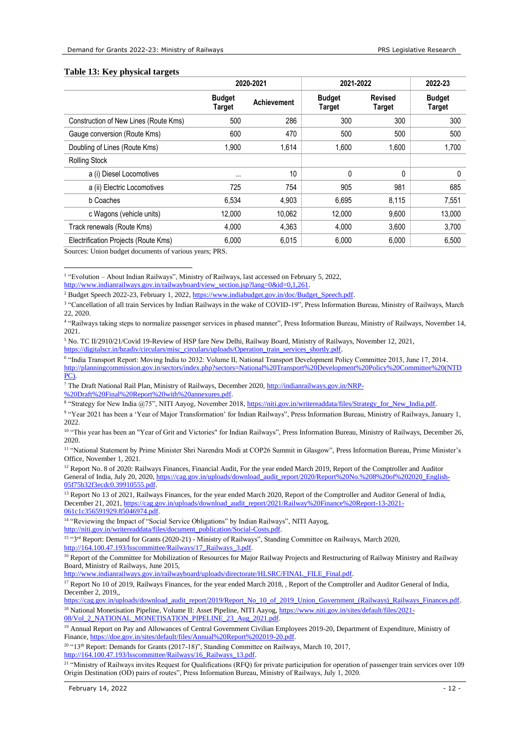**Table 13: Key physical targets**

| | 2020-2021 | | 2021-2022 | | 2022-23 |
|---|---|---|---|---|---|
| | Budget Target | Achievement | Budget Target | Revised Target | Budget Target |
| Construction of New Lines (Route Kms) | 500 | 286 | 300 | 300 | 300 |
| Gauge conversion (Route Kms) | 600 | 470 | 500 | 500 | 500 |
| Doubling of Lines (Route Kms) | 1,900 | 1,614 | 1,600 | 1,600 | 1,700 |
| Rolling Stock | | | | | |
| a (i) Diesel Locomotives | ... | 10 | 0 | 0 | 0 |
| a (ii) Electric Locomotives | 725 | 754 | 905 | 981 | 685 |
| b Coaches | 6,534 | 4,903 | 6,695 | 8,115 | 7,551 |
| c Wagons (vehicle units) | 12,000 | 10,062 | 12,000 | 9,600 | 13,000 |
| Track renewals (Route Kms) | 4,000 | 4,363 | 4,000 | 3,600 | 3,700 |
| Electrification Projects (Route Kms) | 6,000 | 6,015 | 6,000 | 6,000 | 6,500 |

Sources: Union budget documents of various years; PRS.

---

[1] "Evolution – About Indian Railways", Ministry of Railways, last accessed on February 5, 2022, http://www.indianrailways.gov.in/railwayboard/view_section.jsp?lang=0&id=0,1,261.

[2] Budget Speech 2022-23, February 1, 2022, https://www.indiabudget.gov.in/doc/Budget_Speech.pdf.

[3] "Cancellation of all train Services by Indian Railways in the wake of COVID-19", Press Information Bureau, Ministry of Railways, March 22, 2020.

[4] "Railways taking steps to normalize passenger services in phased manner", Press Information Bureau, Ministry of Railways, November 14, 2021.

[5] No. TC II/2910/21/Covid 19-Review of HSP fare New Delhi, Railway Board, Ministry of Railways, November 12, 2021, https://digitalscr.in/bzadiv/circulars/misc_circulars/uploads/Operation_train_services_shortly.pdf.

[6] "India Transport Report: Moving India to 2032: Volume II, National Transport Development Policy Committee 2013, June 17, 2014. http://planningcommission.gov.in/sectors/index.php?sectors=National%20Transport%20Development%20Policy%20Committee%20(NTDPC).

[7] The Draft National Rail Plan, Ministry of Railways, December 2020, http://indianrailways.gov.in/NRP-%20Draft%20Final%20Report%20with%20annexures.pdf.

[8] "Strategy for New India @75", NITI Aayog, November 2018, https://niti.gov.in/writereaddata/files/Strategy_for_New_India.pdf.

[9] "Year 2021 has been a 'Year of Major Transformation' for Indian Railways", Press Information Bureau, Ministry of Railways, January 1, 2022.

[10] "This year has been an "Year of Grit and Victories" for Indian Railways", Press Information Bureau, Ministry of Railways, December 26, 2020.

[11] "National Statement by Prime Minister Shri Narendra Modi at COP26 Summit in Glasgow", Press Information Bureau, Prime Minister's Office, November 1, 2021.

[12] Report No. 8 of 2020: Railways Finances, Financial Audit, For the year ended March 2019, Report of the Comptroller and Auditor General of India, July 20, 2020, https://cag.gov.in/uploads/download_audit_report/2020/Report%20No.%208%20of%202020_English-05f75b32f3ecdc0.39910555.pdf.

[13] Report No 13 of 2021, Railways Finances, for the year ended March 2020, Report of the Comptroller and Auditor General of India, December 21, 2021, https://cag.gov.in/uploads/download_audit_report/2021/Railway%20Finance%20Report-13-2021-061c1c356591929.85046974.pdf.

[14] "Reviewing the Impact of "Social Service Obligations" by Indian Railways", NITI Aayog, http://niti.gov.in/writereaddata/files/document_publication/Social-Costs.pdf.

[15] "3rd Report: Demand for Grants (2020-21) - Ministry of Railways", Standing Committee on Railways, March 2020, http://164.100.47.193/lsscommittee/Railways/17_Railways_3.pdf.

[16] Report of the Committee for Mobilization of Resources for Major Railway Projects and Restructuring of Railway Ministry and Railway Board, Ministry of Railways, June 2015, http://www.indianrailways.gov.in/railwayboard/uploads/directorate/HLSRC/FINAL_FILE_Final.pdf.

[17] Report No 10 of 2019, Railways Finances, for the year ended March 2018, , Report of the Comptroller and Auditor General of India, December 2, 2019,, https://cag.gov.in/uploads/download_audit_report/2019/Report_No_10_of_2019_Union_Government_(Railways)_Railways_Finances.pdf.

[18] National Monetisation Pipeline, Volume II: Asset Pipeline, NITI Aayog, https://www.niti.gov.in/sites/default/files/2021-08/Vol_2_NATIONAL_MONETISATION_PIPELINE_23_Aug_2021.pdf.

[19] Annual Report on Pay and Allowances of Central Government Civilian Employees 2019-20, Department of Expenditure, Ministry of Finance, https://doe.gov.in/sites/default/files/Annual%20Report%202019-20.pdf.

[20] "13th Report: Demands for Grants (2017-18)", Standing Committee on Railways, March 10, 2017, http://164.100.47.193/lsscommittee/Railways/16_Railways_13.pdf.

[21] "Ministry of Railways invites Request for Qualifications (RFQ) for private participation for operation of passenger train services over 109 Origin Destination (OD) pairs of routes", Press Information Bureau, Ministry of Railways, July 1, 2020.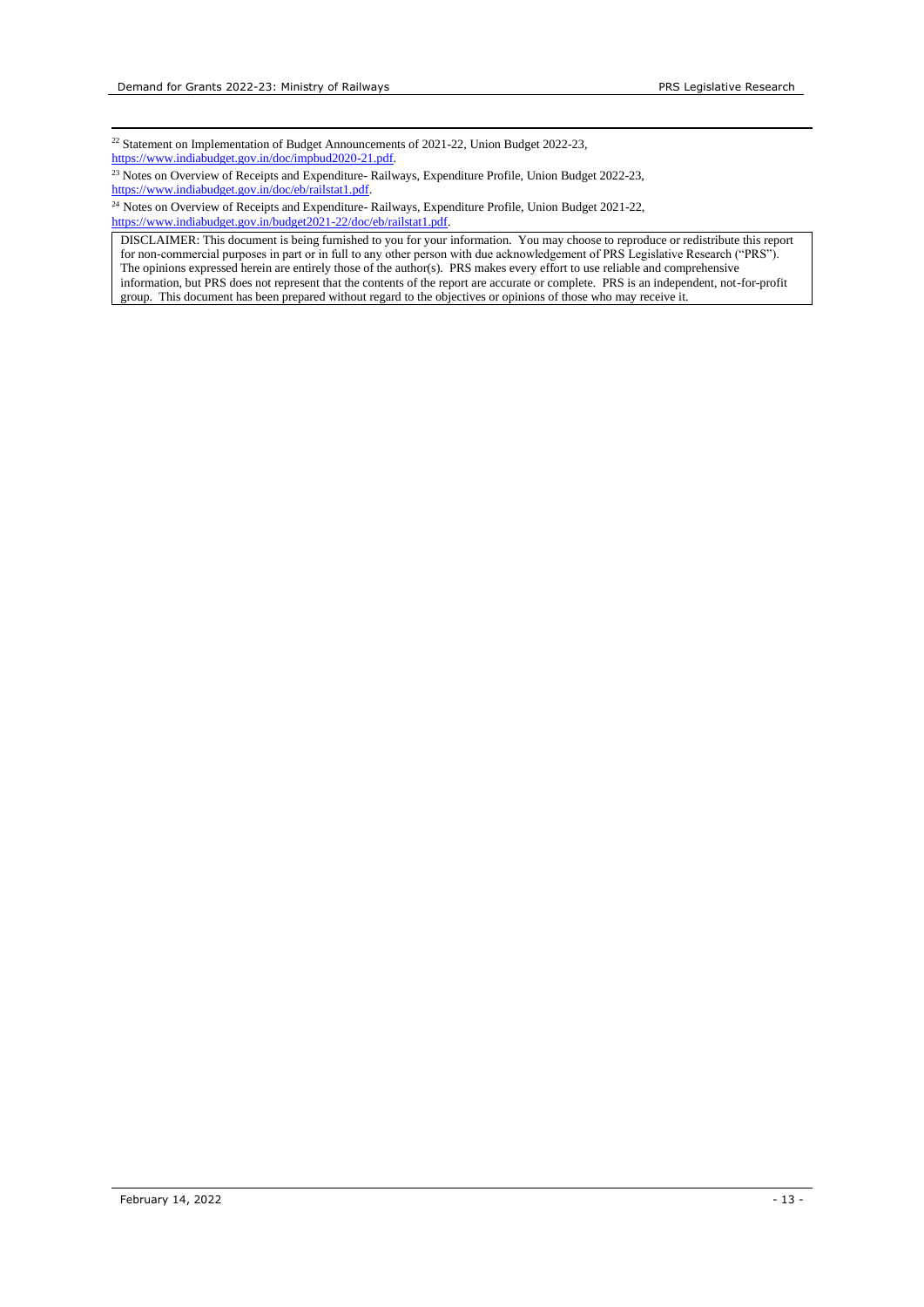[22] Statement on Implementation of Budget Announcements of 2021-22, Union Budget 2022-23, https://www.indiabudget.gov.in/doc/impbud2020-21.pdf.

[23] Notes on Overview of Receipts and Expenditure- Railways, Expenditure Profile, Union Budget 2022-23, https://www.indiabudget.gov.in/doc/eb/railstat1.pdf.

[24] Notes on Overview of Receipts and Expenditure- Railways, Expenditure Profile, Union Budget 2021-22, https://www.indiabudget.gov.in/budget2021-22/doc/eb/railstat1.pdf.

DISCLAIMER: This document is being furnished to you for your information. You may choose to reproduce or redistribute this report for non-commercial purposes in part or in full to any other person with due acknowledgement of PRS Legislative Research ("PRS"). The opinions expressed herein are entirely those of the author(s). PRS makes every effort to use reliable and comprehensive information, but PRS does not represent that the contents of the report are accurate or complete. PRS is an independent, not-for-profit group. This document has been prepared without regard to the objectives or opinions of those who may receive it.